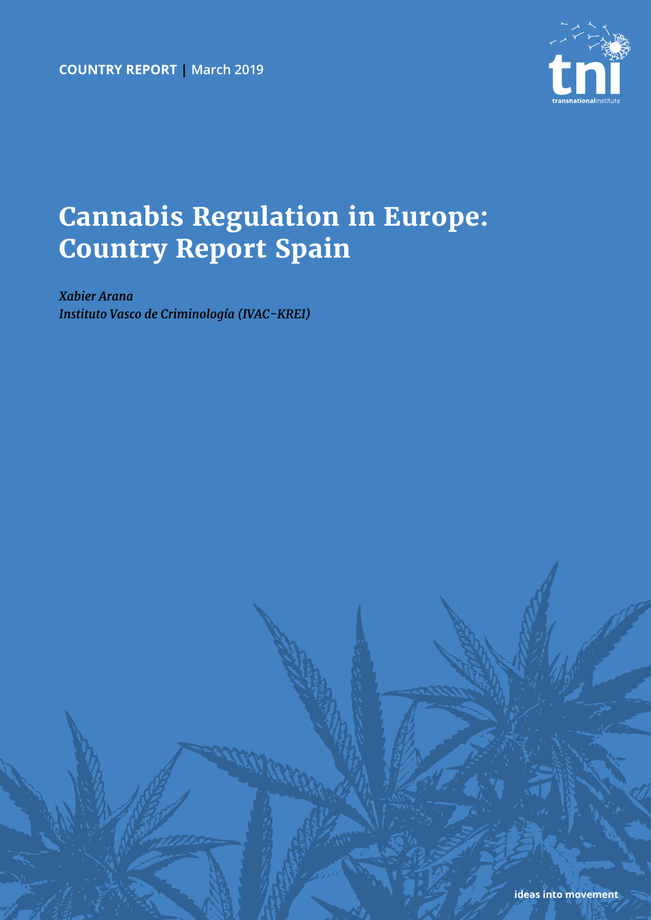**COUNTRY REPORT** | March 2019

# Cannabis Regulation in Europe: Country Report Spain

*Xabier Arana*
*Instituto Vasco de Criminología (IVAC-KREI)*

**ideas into movement**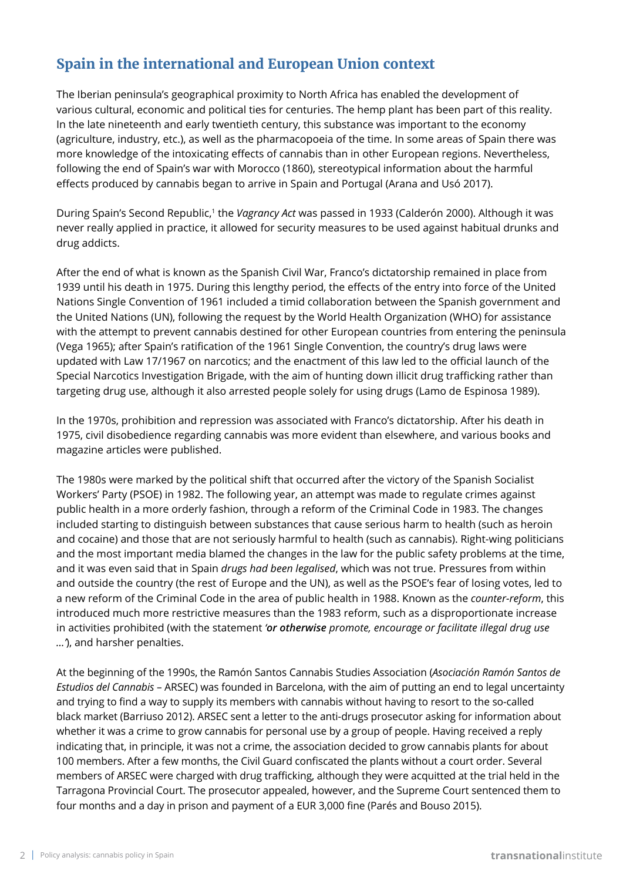## Spain in the international and European Union context

The Iberian peninsula's geographical proximity to North Africa has enabled the development of various cultural, economic and political ties for centuries. The hemp plant has been part of this reality. In the late nineteenth and early twentieth century, this substance was important to the economy (agriculture, industry, etc.), as well as the pharmacopoeia of the time. In some areas of Spain there was more knowledge of the intoxicating effects of cannabis than in other European regions. Nevertheless, following the end of Spain's war with Morocco (1860), stereotypical information about the harmful effects produced by cannabis began to arrive in Spain and Portugal (Arana and Usó 2017).

During Spain's Second Republic,[1] the *Vagrancy Act* was passed in 1933 (Calderón 2000). Although it was never really applied in practice, it allowed for security measures to be used against habitual drunks and drug addicts.

After the end of what is known as the Spanish Civil War, Franco's dictatorship remained in place from 1939 until his death in 1975. During this lengthy period, the effects of the entry into force of the United Nations Single Convention of 1961 included a timid collaboration between the Spanish government and the United Nations (UN), following the request by the World Health Organization (WHO) for assistance with the attempt to prevent cannabis destined for other European countries from entering the peninsula (Vega 1965); after Spain's ratification of the 1961 Single Convention, the country's drug laws were updated with Law 17/1967 on narcotics; and the enactment of this law led to the official launch of the Special Narcotics Investigation Brigade, with the aim of hunting down illicit drug trafficking rather than targeting drug use, although it also arrested people solely for using drugs (Lamo de Espinosa 1989).

In the 1970s, prohibition and repression was associated with Franco's dictatorship. After his death in 1975, civil disobedience regarding cannabis was more evident than elsewhere, and various books and magazine articles were published.

The 1980s were marked by the political shift that occurred after the victory of the Spanish Socialist Workers' Party (PSOE) in 1982. The following year, an attempt was made to regulate crimes against public health in a more orderly fashion, through a reform of the Criminal Code in 1983. The changes included starting to distinguish between substances that cause serious harm to health (such as heroin and cocaine) and those that are not seriously harmful to health (such as cannabis). Right-wing politicians and the most important media blamed the changes in the law for the public safety problems at the time, and it was even said that in Spain *drugs had been legalised*, which was not true. Pressures from within and outside the country (the rest of Europe and the UN), as well as the PSOE's fear of losing votes, led to a new reform of the Criminal Code in the area of public health in 1988. Known as the *counter-reform*, this introduced much more restrictive measures than the 1983 reform, such as a disproportionate increase in activities prohibited (with the statement *'**or otherwise** promote, encourage or facilitate illegal drug use …'*), and harsher penalties.

At the beginning of the 1990s, the Ramón Santos Cannabis Studies Association (*Asociación Ramón Santos de Estudios del Cannabis* – ARSEC) was founded in Barcelona, with the aim of putting an end to legal uncertainty and trying to find a way to supply its members with cannabis without having to resort to the so-called black market (Barriuso 2012). ARSEC sent a letter to the anti-drugs prosecutor asking for information about whether it was a crime to grow cannabis for personal use by a group of people. Having received a reply indicating that, in principle, it was not a crime, the association decided to grow cannabis plants for about 100 members. After a few months, the Civil Guard confiscated the plants without a court order. Several members of ARSEC were charged with drug trafficking, although they were acquitted at the trial held in the Tarragona Provincial Court. The prosecutor appealed, however, and the Supreme Court sentenced them to four months and a day in prison and payment of a EUR 3,000 fine (Parés and Bouso 2015).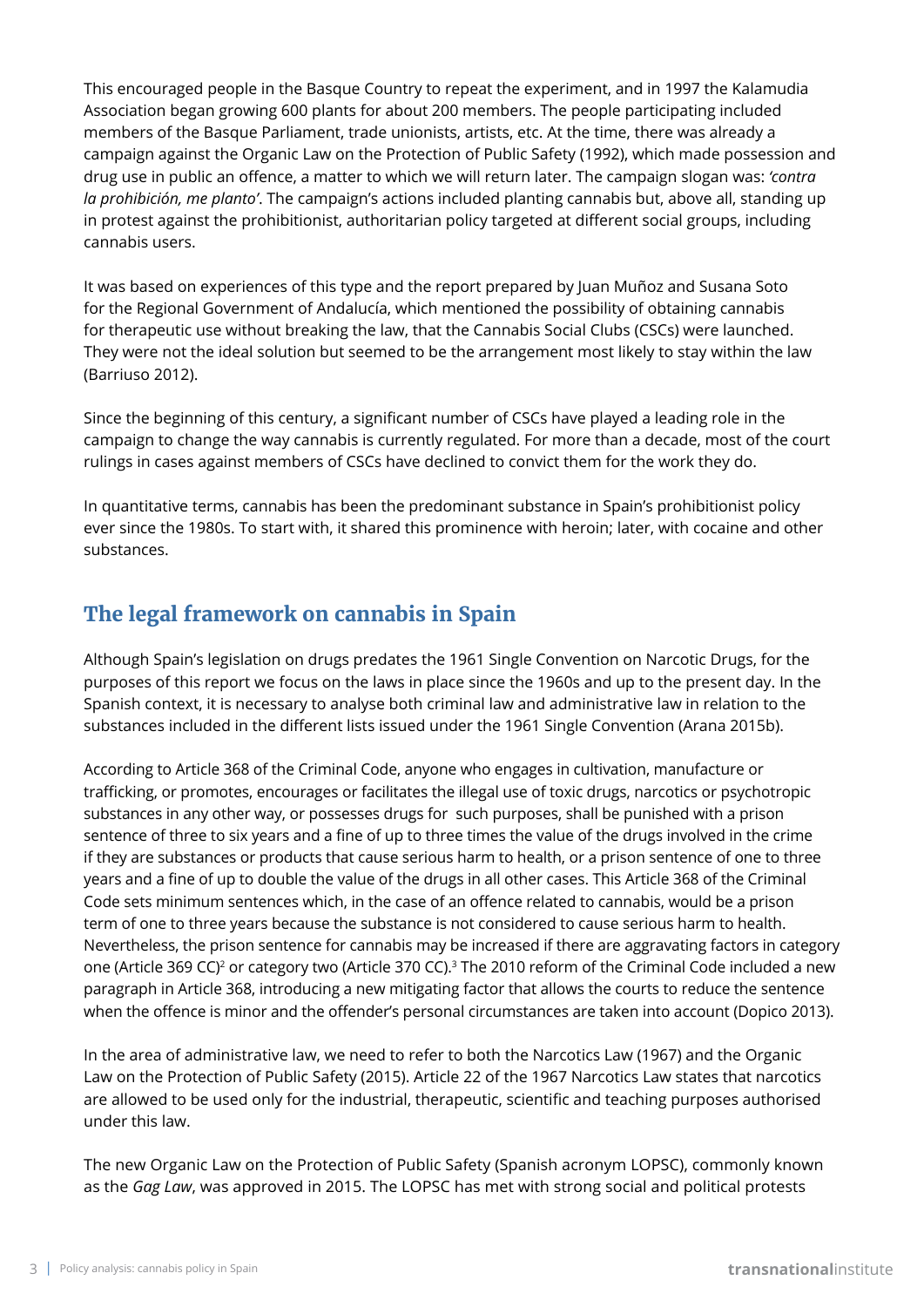This encouraged people in the Basque Country to repeat the experiment, and in 1997 the Kalamudia Association began growing 600 plants for about 200 members. The people participating included members of the Basque Parliament, trade unionists, artists, etc. At the time, there was already a campaign against the Organic Law on the Protection of Public Safety (1992), which made possession and drug use in public an offence, a matter to which we will return later. The campaign slogan was: *'contra la prohibición, me planto'*. The campaign's actions included planting cannabis but, above all, standing up in protest against the prohibitionist, authoritarian policy targeted at different social groups, including cannabis users.

It was based on experiences of this type and the report prepared by Juan Muñoz and Susana Soto for the Regional Government of Andalucía, which mentioned the possibility of obtaining cannabis for therapeutic use without breaking the law, that the Cannabis Social Clubs (CSCs) were launched. They were not the ideal solution but seemed to be the arrangement most likely to stay within the law (Barriuso 2012).

Since the beginning of this century, a significant number of CSCs have played a leading role in the campaign to change the way cannabis is currently regulated. For more than a decade, most of the court rulings in cases against members of CSCs have declined to convict them for the work they do.

In quantitative terms, cannabis has been the predominant substance in Spain's prohibitionist policy ever since the 1980s. To start with, it shared this prominence with heroin; later, with cocaine and other substances.

## The legal framework on cannabis in Spain

Although Spain's legislation on drugs predates the 1961 Single Convention on Narcotic Drugs, for the purposes of this report we focus on the laws in place since the 1960s and up to the present day. In the Spanish context, it is necessary to analyse both criminal law and administrative law in relation to the substances included in the different lists issued under the 1961 Single Convention (Arana 2015b).

According to Article 368 of the Criminal Code, anyone who engages in cultivation, manufacture or trafficking, or promotes, encourages or facilitates the illegal use of toxic drugs, narcotics or psychotropic substances in any other way, or possesses drugs for such purposes, shall be punished with a prison sentence of three to six years and a fine of up to three times the value of the drugs involved in the crime if they are substances or products that cause serious harm to health, or a prison sentence of one to three years and a fine of up to double the value of the drugs in all other cases. This Article 368 of the Criminal Code sets minimum sentences which, in the case of an offence related to cannabis, would be a prison term of one to three years because the substance is not considered to cause serious harm to health. Nevertheless, the prison sentence for cannabis may be increased if there are aggravating factors in category one (Article 369 CC)[2] or category two (Article 370 CC).[3] The 2010 reform of the Criminal Code included a new paragraph in Article 368, introducing a new mitigating factor that allows the courts to reduce the sentence when the offence is minor and the offender's personal circumstances are taken into account (Dopico 2013).

In the area of administrative law, we need to refer to both the Narcotics Law (1967) and the Organic Law on the Protection of Public Safety (2015). Article 22 of the 1967 Narcotics Law states that narcotics are allowed to be used only for the industrial, therapeutic, scientific and teaching purposes authorised under this law.

The new Organic Law on the Protection of Public Safety (Spanish acronym LOPSC), commonly known as the *Gag Law*, was approved in 2015. The LOPSC has met with strong social and political protests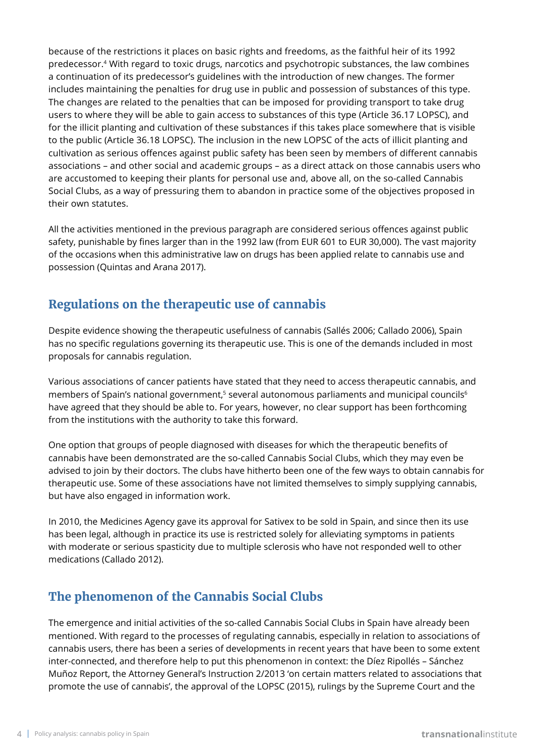because of the restrictions it places on basic rights and freedoms, as the faithful heir of its 1992 predecessor.[4] With regard to toxic drugs, narcotics and psychotropic substances, the law combines a continuation of its predecessor's guidelines with the introduction of new changes. The former includes maintaining the penalties for drug use in public and possession of substances of this type. The changes are related to the penalties that can be imposed for providing transport to take drug users to where they will be able to gain access to substances of this type (Article 36.17 LOPSC), and for the illicit planting and cultivation of these substances if this takes place somewhere that is visible to the public (Article 36.18 LOPSC). The inclusion in the new LOPSC of the acts of illicit planting and cultivation as serious offences against public safety has been seen by members of different cannabis associations – and other social and academic groups – as a direct attack on those cannabis users who are accustomed to keeping their plants for personal use and, above all, on the so-called Cannabis Social Clubs, as a way of pressuring them to abandon in practice some of the objectives proposed in their own statutes.

All the activities mentioned in the previous paragraph are considered serious offences against public safety, punishable by fines larger than in the 1992 law (from EUR 601 to EUR 30,000). The vast majority of the occasions when this administrative law on drugs has been applied relate to cannabis use and possession (Quintas and Arana 2017).

## Regulations on the therapeutic use of cannabis

Despite evidence showing the therapeutic usefulness of cannabis (Sallés 2006; Callado 2006), Spain has no specific regulations governing its therapeutic use. This is one of the demands included in most proposals for cannabis regulation.

Various associations of cancer patients have stated that they need to access therapeutic cannabis, and members of Spain's national government,[5] several autonomous parliaments and municipal councils[6] have agreed that they should be able to. For years, however, no clear support has been forthcoming from the institutions with the authority to take this forward.

One option that groups of people diagnosed with diseases for which the therapeutic benefits of cannabis have been demonstrated are the so-called Cannabis Social Clubs, which they may even be advised to join by their doctors. The clubs have hitherto been one of the few ways to obtain cannabis for therapeutic use. Some of these associations have not limited themselves to simply supplying cannabis, but have also engaged in information work.

In 2010, the Medicines Agency gave its approval for Sativex to be sold in Spain, and since then its use has been legal, although in practice its use is restricted solely for alleviating symptoms in patients with moderate or serious spasticity due to multiple sclerosis who have not responded well to other medications (Callado 2012).

## The phenomenon of the Cannabis Social Clubs

The emergence and initial activities of the so-called Cannabis Social Clubs in Spain have already been mentioned. With regard to the processes of regulating cannabis, especially in relation to associations of cannabis users, there has been a series of developments in recent years that have been to some extent inter-connected, and therefore help to put this phenomenon in context: the Díez Ripollés – Sánchez Muñoz Report, the Attorney General's Instruction 2/2013 'on certain matters related to associations that promote the use of cannabis', the approval of the LOPSC (2015), rulings by the Supreme Court and the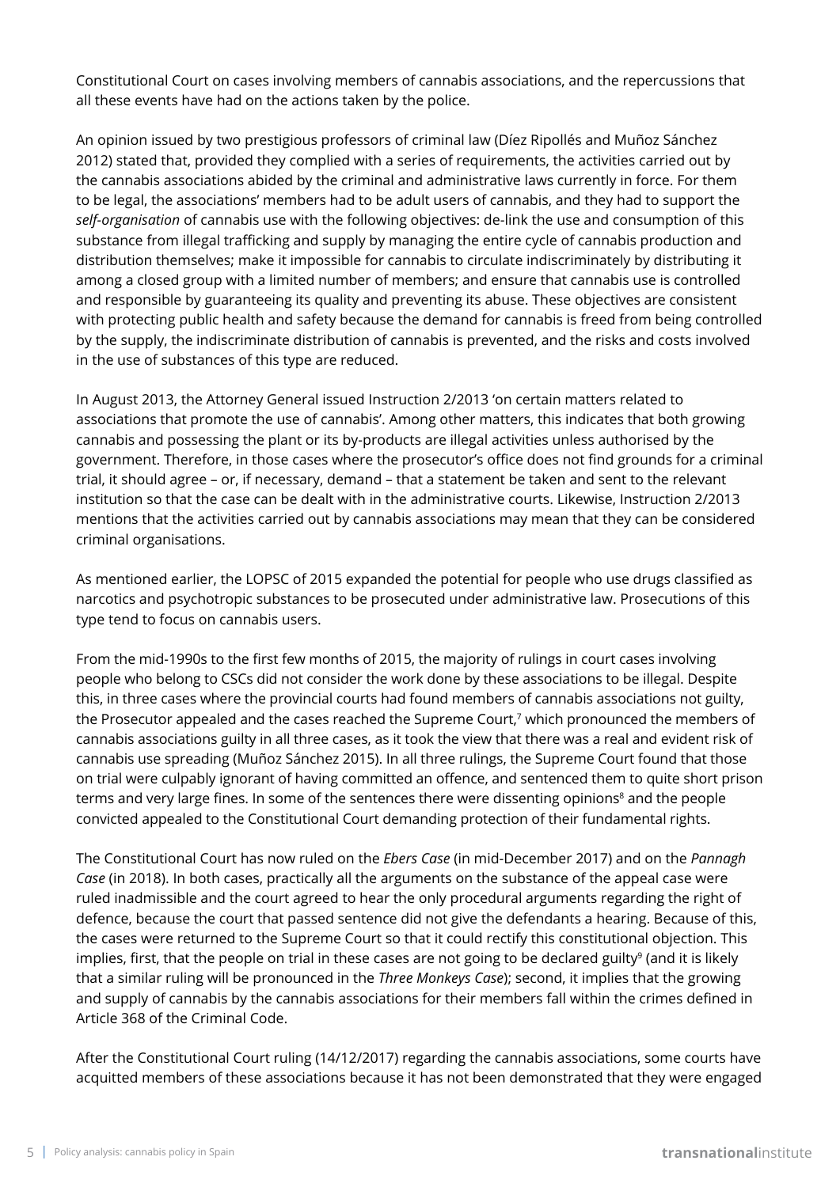Constitutional Court on cases involving members of cannabis associations, and the repercussions that all these events have had on the actions taken by the police.

An opinion issued by two prestigious professors of criminal law (Díez Ripollés and Muñoz Sánchez 2012) stated that, provided they complied with a series of requirements, the activities carried out by the cannabis associations abided by the criminal and administrative laws currently in force. For them to be legal, the associations' members had to be adult users of cannabis, and they had to support the *self-organisation* of cannabis use with the following objectives: de-link the use and consumption of this substance from illegal trafficking and supply by managing the entire cycle of cannabis production and distribution themselves; make it impossible for cannabis to circulate indiscriminately by distributing it among a closed group with a limited number of members; and ensure that cannabis use is controlled and responsible by guaranteeing its quality and preventing its abuse. These objectives are consistent with protecting public health and safety because the demand for cannabis is freed from being controlled by the supply, the indiscriminate distribution of cannabis is prevented, and the risks and costs involved in the use of substances of this type are reduced.

In August 2013, the Attorney General issued Instruction 2/2013 'on certain matters related to associations that promote the use of cannabis'. Among other matters, this indicates that both growing cannabis and possessing the plant or its by-products are illegal activities unless authorised by the government. Therefore, in those cases where the prosecutor's office does not find grounds for a criminal trial, it should agree – or, if necessary, demand – that a statement be taken and sent to the relevant institution so that the case can be dealt with in the administrative courts. Likewise, Instruction 2/2013 mentions that the activities carried out by cannabis associations may mean that they can be considered criminal organisations.

As mentioned earlier, the LOPSC of 2015 expanded the potential for people who use drugs classified as narcotics and psychotropic substances to be prosecuted under administrative law. Prosecutions of this type tend to focus on cannabis users.

From the mid-1990s to the first few months of 2015, the majority of rulings in court cases involving people who belong to CSCs did not consider the work done by these associations to be illegal. Despite this, in three cases where the provincial courts had found members of cannabis associations not guilty, the Prosecutor appealed and the cases reached the Supreme Court,[7] which pronounced the members of cannabis associations guilty in all three cases, as it took the view that there was a real and evident risk of cannabis use spreading (Muñoz Sánchez 2015). In all three rulings, the Supreme Court found that those on trial were culpably ignorant of having committed an offence, and sentenced them to quite short prison terms and very large fines. In some of the sentences there were dissenting opinions[8] and the people convicted appealed to the Constitutional Court demanding protection of their fundamental rights.

The Constitutional Court has now ruled on the *Ebers Case* (in mid-December 2017) and on the *Pannagh Case* (in 2018). In both cases, practically all the arguments on the substance of the appeal case were ruled inadmissible and the court agreed to hear the only procedural arguments regarding the right of defence, because the court that passed sentence did not give the defendants a hearing. Because of this, the cases were returned to the Supreme Court so that it could rectify this constitutional objection. This implies, first, that the people on trial in these cases are not going to be declared guilty[9] (and it is likely that a similar ruling will be pronounced in the *Three Monkeys Case*); second, it implies that the growing and supply of cannabis by the cannabis associations for their members fall within the crimes defined in Article 368 of the Criminal Code.

After the Constitutional Court ruling (14/12/2017) regarding the cannabis associations, some courts have acquitted members of these associations because it has not been demonstrated that they were engaged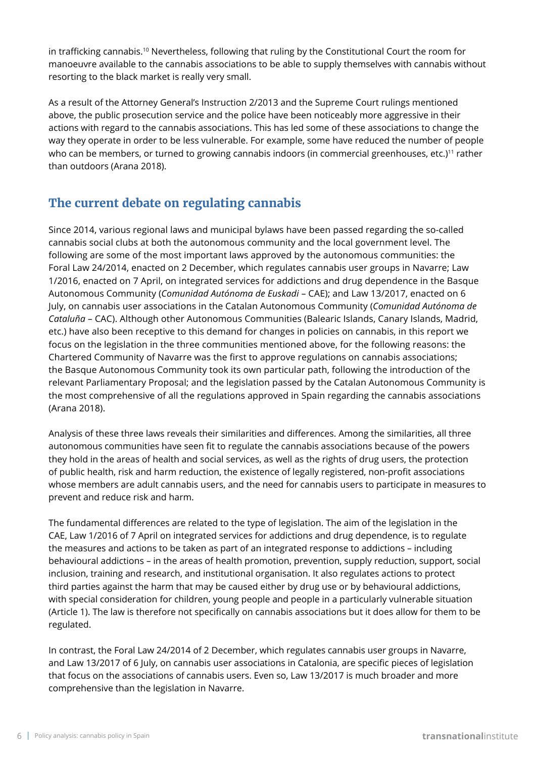in trafficking cannabis.[10] Nevertheless, following that ruling by the Constitutional Court the room for manoeuvre available to the cannabis associations to be able to supply themselves with cannabis without resorting to the black market is really very small.

As a result of the Attorney General's Instruction 2/2013 and the Supreme Court rulings mentioned above, the public prosecution service and the police have been noticeably more aggressive in their actions with regard to the cannabis associations. This has led some of these associations to change the way they operate in order to be less vulnerable. For example, some have reduced the number of people who can be members, or turned to growing cannabis indoors (in commercial greenhouses, etc.)[11] rather than outdoors (Arana 2018).

## The current debate on regulating cannabis

Since 2014, various regional laws and municipal bylaws have been passed regarding the so-called cannabis social clubs at both the autonomous community and the local government level. The following are some of the most important laws approved by the autonomous communities: the Foral Law 24/2014, enacted on 2 December, which regulates cannabis user groups in Navarre; Law 1/2016, enacted on 7 April, on integrated services for addictions and drug dependence in the Basque Autonomous Community (*Comunidad Autónoma de Euskadi* – CAE); and Law 13/2017, enacted on 6 July, on cannabis user associations in the Catalan Autonomous Community (*Comunidad Autónoma de Cataluña* – CAC). Although other Autonomous Communities (Balearic Islands, Canary Islands, Madrid, etc.) have also been receptive to this demand for changes in policies on cannabis, in this report we focus on the legislation in the three communities mentioned above, for the following reasons: the Chartered Community of Navarre was the first to approve regulations on cannabis associations; the Basque Autonomous Community took its own particular path, following the introduction of the relevant Parliamentary Proposal; and the legislation passed by the Catalan Autonomous Community is the most comprehensive of all the regulations approved in Spain regarding the cannabis associations (Arana 2018).

Analysis of these three laws reveals their similarities and differences. Among the similarities, all three autonomous communities have seen fit to regulate the cannabis associations because of the powers they hold in the areas of health and social services, as well as the rights of drug users, the protection of public health, risk and harm reduction, the existence of legally registered, non-profit associations whose members are adult cannabis users, and the need for cannabis users to participate in measures to prevent and reduce risk and harm.

The fundamental differences are related to the type of legislation. The aim of the legislation in the CAE, Law 1/2016 of 7 April on integrated services for addictions and drug dependence, is to regulate the measures and actions to be taken as part of an integrated response to addictions – including behavioural addictions – in the areas of health promotion, prevention, supply reduction, support, social inclusion, training and research, and institutional organisation. It also regulates actions to protect third parties against the harm that may be caused either by drug use or by behavioural addictions, with special consideration for children, young people and people in a particularly vulnerable situation (Article 1). The law is therefore not specifically on cannabis associations but it does allow for them to be regulated.

In contrast, the Foral Law 24/2014 of 2 December, which regulates cannabis user groups in Navarre, and Law 13/2017 of 6 July, on cannabis user associations in Catalonia, are specific pieces of legislation that focus on the associations of cannabis users. Even so, Law 13/2017 is much broader and more comprehensive than the legislation in Navarre.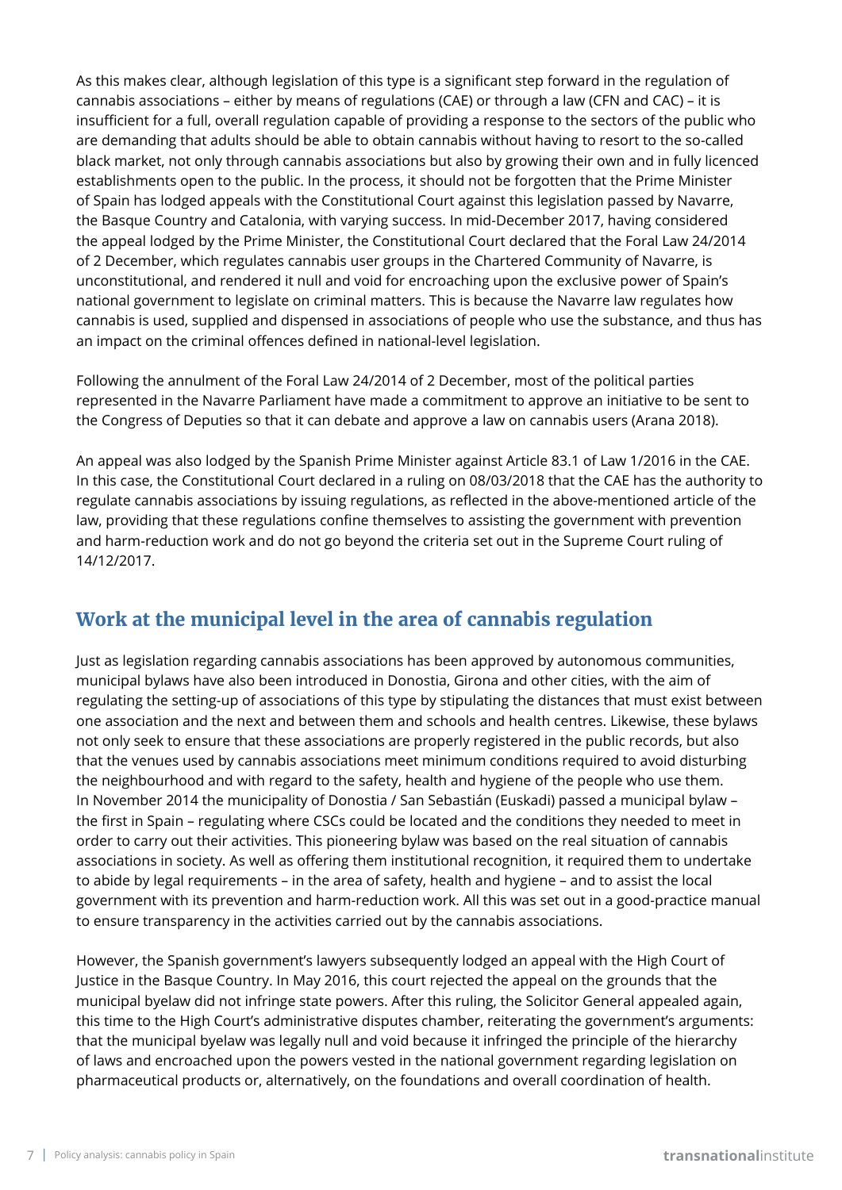As this makes clear, although legislation of this type is a significant step forward in the regulation of cannabis associations – either by means of regulations (CAE) or through a law (CFN and CAC) – it is insufficient for a full, overall regulation capable of providing a response to the sectors of the public who are demanding that adults should be able to obtain cannabis without having to resort to the so-called black market, not only through cannabis associations but also by growing their own and in fully licenced establishments open to the public. In the process, it should not be forgotten that the Prime Minister of Spain has lodged appeals with the Constitutional Court against this legislation passed by Navarre, the Basque Country and Catalonia, with varying success. In mid-December 2017, having considered the appeal lodged by the Prime Minister, the Constitutional Court declared that the Foral Law 24/2014 of 2 December, which regulates cannabis user groups in the Chartered Community of Navarre, is unconstitutional, and rendered it null and void for encroaching upon the exclusive power of Spain's national government to legislate on criminal matters. This is because the Navarre law regulates how cannabis is used, supplied and dispensed in associations of people who use the substance, and thus has an impact on the criminal offences defined in national-level legislation.

Following the annulment of the Foral Law 24/2014 of 2 December, most of the political parties represented in the Navarre Parliament have made a commitment to approve an initiative to be sent to the Congress of Deputies so that it can debate and approve a law on cannabis users (Arana 2018).

An appeal was also lodged by the Spanish Prime Minister against Article 83.1 of Law 1/2016 in the CAE. In this case, the Constitutional Court declared in a ruling on 08/03/2018 that the CAE has the authority to regulate cannabis associations by issuing regulations, as reflected in the above-mentioned article of the law, providing that these regulations confine themselves to assisting the government with prevention and harm-reduction work and do not go beyond the criteria set out in the Supreme Court ruling of 14/12/2017.

## Work at the municipal level in the area of cannabis regulation

Just as legislation regarding cannabis associations has been approved by autonomous communities, municipal bylaws have also been introduced in Donostia, Girona and other cities, with the aim of regulating the setting-up of associations of this type by stipulating the distances that must exist between one association and the next and between them and schools and health centres. Likewise, these bylaws not only seek to ensure that these associations are properly registered in the public records, but also that the venues used by cannabis associations meet minimum conditions required to avoid disturbing the neighbourhood and with regard to the safety, health and hygiene of the people who use them. In November 2014 the municipality of Donostia / San Sebastián (Euskadi) passed a municipal bylaw – the first in Spain – regulating where CSCs could be located and the conditions they needed to meet in order to carry out their activities. This pioneering bylaw was based on the real situation of cannabis associations in society. As well as offering them institutional recognition, it required them to undertake to abide by legal requirements – in the area of safety, health and hygiene – and to assist the local government with its prevention and harm-reduction work. All this was set out in a good-practice manual to ensure transparency in the activities carried out by the cannabis associations.

However, the Spanish government's lawyers subsequently lodged an appeal with the High Court of Justice in the Basque Country. In May 2016, this court rejected the appeal on the grounds that the municipal byelaw did not infringe state powers. After this ruling, the Solicitor General appealed again, this time to the High Court's administrative disputes chamber, reiterating the government's arguments: that the municipal byelaw was legally null and void because it infringed the principle of the hierarchy of laws and encroached upon the powers vested in the national government regarding legislation on pharmaceutical products or, alternatively, on the foundations and overall coordination of health.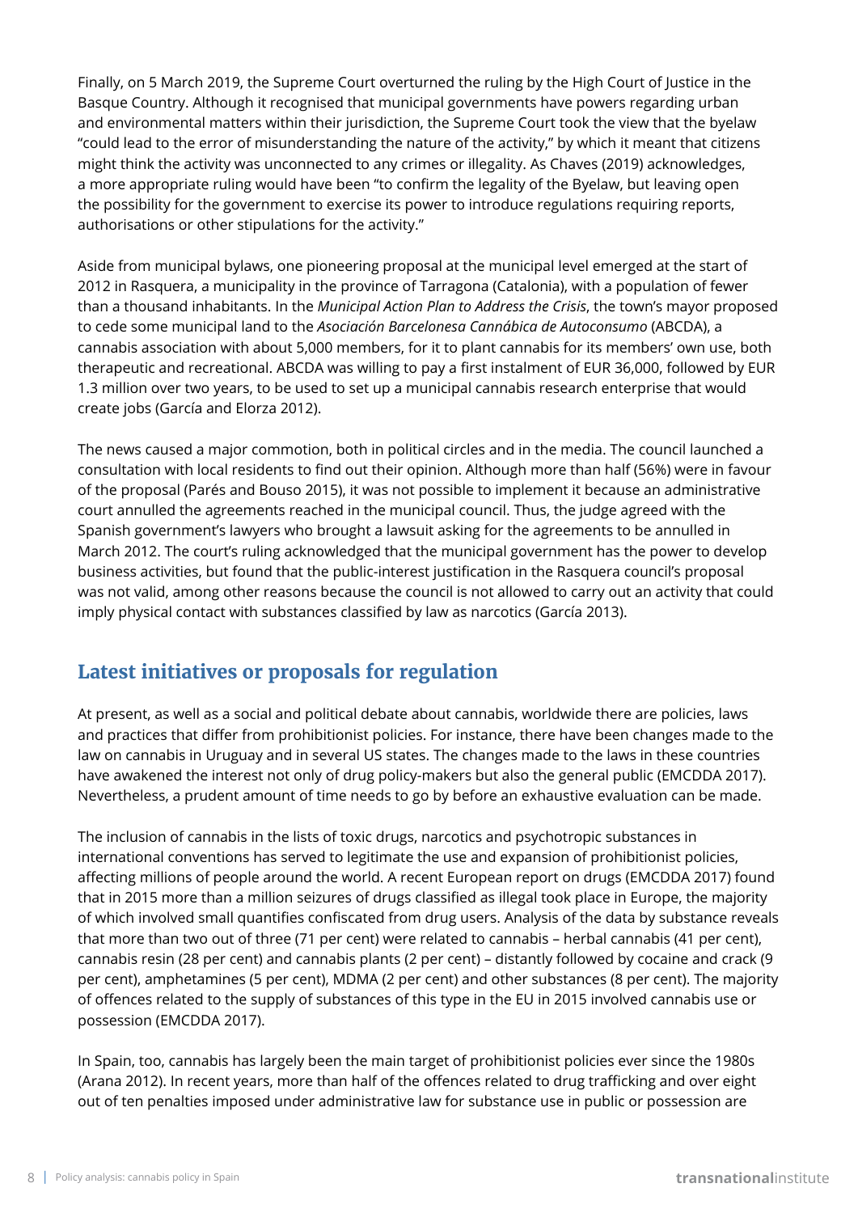Finally, on 5 March 2019, the Supreme Court overturned the ruling by the High Court of Justice in the Basque Country. Although it recognised that municipal governments have powers regarding urban and environmental matters within their jurisdiction, the Supreme Court took the view that the byelaw "could lead to the error of misunderstanding the nature of the activity," by which it meant that citizens might think the activity was unconnected to any crimes or illegality. As Chaves (2019) acknowledges, a more appropriate ruling would have been "to confirm the legality of the Byelaw, but leaving open the possibility for the government to exercise its power to introduce regulations requiring reports, authorisations or other stipulations for the activity."

Aside from municipal bylaws, one pioneering proposal at the municipal level emerged at the start of 2012 in Rasquera, a municipality in the province of Tarragona (Catalonia), with a population of fewer than a thousand inhabitants. In the *Municipal Action Plan to Address the Crisis*, the town's mayor proposed to cede some municipal land to the *Asociación Barcelonesa Cannábica de Autoconsumo* (ABCDA), a cannabis association with about 5,000 members, for it to plant cannabis for its members' own use, both therapeutic and recreational. ABCDA was willing to pay a first instalment of EUR 36,000, followed by EUR 1.3 million over two years, to be used to set up a municipal cannabis research enterprise that would create jobs (García and Elorza 2012).

The news caused a major commotion, both in political circles and in the media. The council launched a consultation with local residents to find out their opinion. Although more than half (56%) were in favour of the proposal (Parés and Bouso 2015), it was not possible to implement it because an administrative court annulled the agreements reached in the municipal council. Thus, the judge agreed with the Spanish government's lawyers who brought a lawsuit asking for the agreements to be annulled in March 2012. The court's ruling acknowledged that the municipal government has the power to develop business activities, but found that the public-interest justification in the Rasquera council's proposal was not valid, among other reasons because the council is not allowed to carry out an activity that could imply physical contact with substances classified by law as narcotics (García 2013).

## Latest initiatives or proposals for regulation

At present, as well as a social and political debate about cannabis, worldwide there are policies, laws and practices that differ from prohibitionist policies. For instance, there have been changes made to the law on cannabis in Uruguay and in several US states. The changes made to the laws in these countries have awakened the interest not only of drug policy-makers but also the general public (EMCDDA 2017). Nevertheless, a prudent amount of time needs to go by before an exhaustive evaluation can be made.

The inclusion of cannabis in the lists of toxic drugs, narcotics and psychotropic substances in international conventions has served to legitimate the use and expansion of prohibitionist policies, affecting millions of people around the world. A recent European report on drugs (EMCDDA 2017) found that in 2015 more than a million seizures of drugs classified as illegal took place in Europe, the majority of which involved small quantifies confiscated from drug users. Analysis of the data by substance reveals that more than two out of three (71 per cent) were related to cannabis – herbal cannabis (41 per cent), cannabis resin (28 per cent) and cannabis plants (2 per cent) – distantly followed by cocaine and crack (9 per cent), amphetamines (5 per cent), MDMA (2 per cent) and other substances (8 per cent). The majority of offences related to the supply of substances of this type in the EU in 2015 involved cannabis use or possession (EMCDDA 2017).

In Spain, too, cannabis has largely been the main target of prohibitionist policies ever since the 1980s (Arana 2012). In recent years, more than half of the offences related to drug trafficking and over eight out of ten penalties imposed under administrative law for substance use in public or possession are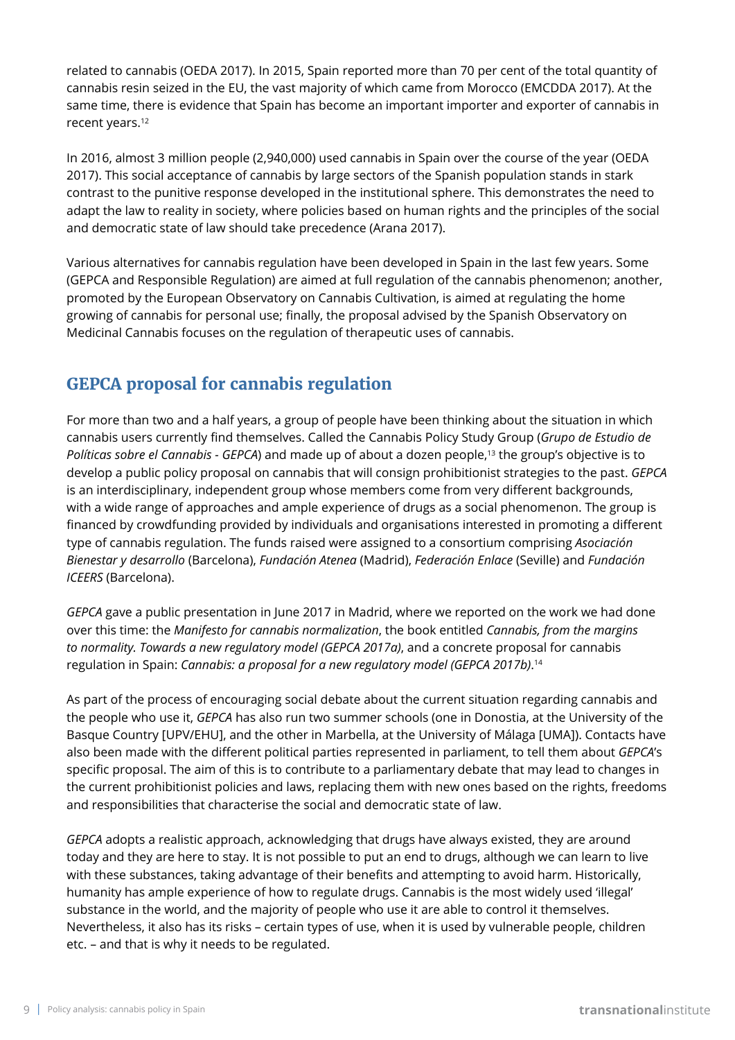related to cannabis (OEDA 2017). In 2015, Spain reported more than 70 per cent of the total quantity of cannabis resin seized in the EU, the vast majority of which came from Morocco (EMCDDA 2017). At the same time, there is evidence that Spain has become an important importer and exporter of cannabis in recent years.[12]

In 2016, almost 3 million people (2,940,000) used cannabis in Spain over the course of the year (OEDA 2017). This social acceptance of cannabis by large sectors of the Spanish population stands in stark contrast to the punitive response developed in the institutional sphere. This demonstrates the need to adapt the law to reality in society, where policies based on human rights and the principles of the social and democratic state of law should take precedence (Arana 2017).

Various alternatives for cannabis regulation have been developed in Spain in the last few years. Some (GEPCA and Responsible Regulation) are aimed at full regulation of the cannabis phenomenon; another, promoted by the European Observatory on Cannabis Cultivation, is aimed at regulating the home growing of cannabis for personal use; finally, the proposal advised by the Spanish Observatory on Medicinal Cannabis focuses on the regulation of therapeutic uses of cannabis.

## GEPCA proposal for cannabis regulation

For more than two and a half years, a group of people have been thinking about the situation in which cannabis users currently find themselves. Called the Cannabis Policy Study Group (*Grupo de Estudio de Políticas sobre el Cannabis - GEPCA*) and made up of about a dozen people,[13] the group's objective is to develop a public policy proposal on cannabis that will consign prohibitionist strategies to the past. *GEPCA* is an interdisciplinary, independent group whose members come from very different backgrounds, with a wide range of approaches and ample experience of drugs as a social phenomenon. The group is financed by crowdfunding provided by individuals and organisations interested in promoting a different type of cannabis regulation. The funds raised were assigned to a consortium comprising *Asociación Bienestar y desarrollo* (Barcelona), *Fundación Atenea* (Madrid), *Federación Enlace* (Seville) and *Fundación ICEERS* (Barcelona).

*GEPCA* gave a public presentation in June 2017 in Madrid, where we reported on the work we had done over this time: the *Manifesto for cannabis normalization*, the book entitled *Cannabis, from the margins to normality. Towards a new regulatory model (GEPCA 2017a)*, and a concrete proposal for cannabis regulation in Spain: *Cannabis: a proposal for a new regulatory model (GEPCA 2017b)*.[14]

As part of the process of encouraging social debate about the current situation regarding cannabis and the people who use it, *GEPCA* has also run two summer schools (one in Donostia, at the University of the Basque Country [UPV/EHU], and the other in Marbella, at the University of Málaga [UMA]). Contacts have also been made with the different political parties represented in parliament, to tell them about *GEPCA*'s specific proposal. The aim of this is to contribute to a parliamentary debate that may lead to changes in the current prohibitionist policies and laws, replacing them with new ones based on the rights, freedoms and responsibilities that characterise the social and democratic state of law.

*GEPCA* adopts a realistic approach, acknowledging that drugs have always existed, they are around today and they are here to stay. It is not possible to put an end to drugs, although we can learn to live with these substances, taking advantage of their benefits and attempting to avoid harm. Historically, humanity has ample experience of how to regulate drugs. Cannabis is the most widely used 'illegal' substance in the world, and the majority of people who use it are able to control it themselves. Nevertheless, it also has its risks – certain types of use, when it is used by vulnerable people, children etc. – and that is why it needs to be regulated.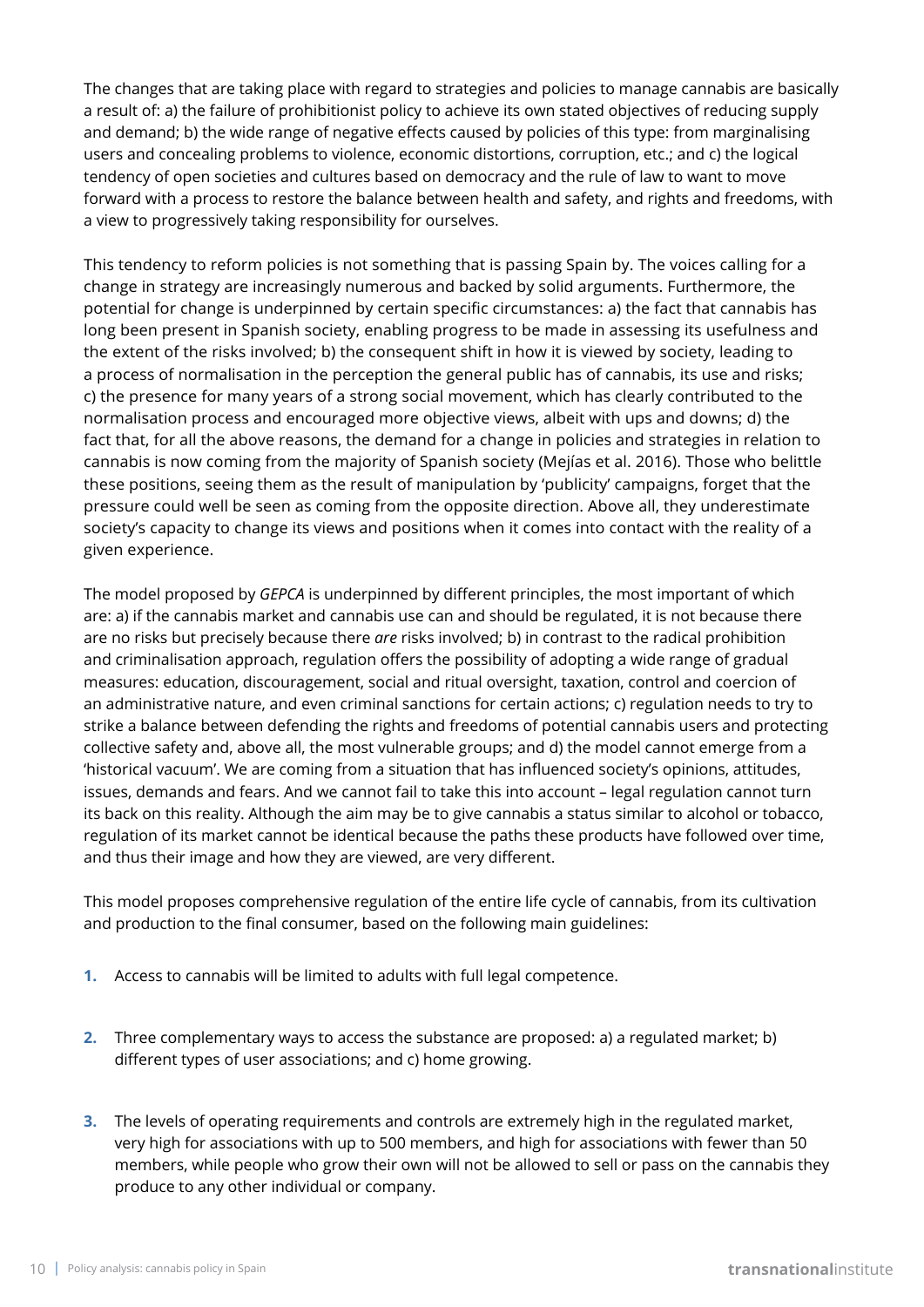The changes that are taking place with regard to strategies and policies to manage cannabis are basically a result of: a) the failure of prohibitionist policy to achieve its own stated objectives of reducing supply and demand; b) the wide range of negative effects caused by policies of this type: from marginalising users and concealing problems to violence, economic distortions, corruption, etc.; and c) the logical tendency of open societies and cultures based on democracy and the rule of law to want to move forward with a process to restore the balance between health and safety, and rights and freedoms, with a view to progressively taking responsibility for ourselves.

This tendency to reform policies is not something that is passing Spain by. The voices calling for a change in strategy are increasingly numerous and backed by solid arguments. Furthermore, the potential for change is underpinned by certain specific circumstances: a) the fact that cannabis has long been present in Spanish society, enabling progress to be made in assessing its usefulness and the extent of the risks involved; b) the consequent shift in how it is viewed by society, leading to a process of normalisation in the perception the general public has of cannabis, its use and risks; c) the presence for many years of a strong social movement, which has clearly contributed to the normalisation process and encouraged more objective views, albeit with ups and downs; d) the fact that, for all the above reasons, the demand for a change in policies and strategies in relation to cannabis is now coming from the majority of Spanish society (Mejías et al. 2016). Those who belittle these positions, seeing them as the result of manipulation by 'publicity' campaigns, forget that the pressure could well be seen as coming from the opposite direction. Above all, they underestimate society's capacity to change its views and positions when it comes into contact with the reality of a given experience.

The model proposed by *GEPCA* is underpinned by different principles, the most important of which are: a) if the cannabis market and cannabis use can and should be regulated, it is not because there are no risks but precisely because there *are* risks involved; b) in contrast to the radical prohibition and criminalisation approach, regulation offers the possibility of adopting a wide range of gradual measures: education, discouragement, social and ritual oversight, taxation, control and coercion of an administrative nature, and even criminal sanctions for certain actions; c) regulation needs to try to strike a balance between defending the rights and freedoms of potential cannabis users and protecting collective safety and, above all, the most vulnerable groups; and d) the model cannot emerge from a 'historical vacuum'. We are coming from a situation that has influenced society's opinions, attitudes, issues, demands and fears. And we cannot fail to take this into account – legal regulation cannot turn its back on this reality. Although the aim may be to give cannabis a status similar to alcohol or tobacco, regulation of its market cannot be identical because the paths these products have followed over time, and thus their image and how they are viewed, are very different.

This model proposes comprehensive regulation of the entire life cycle of cannabis, from its cultivation and production to the final consumer, based on the following main guidelines:

1. Access to cannabis will be limited to adults with full legal competence.

2. Three complementary ways to access the substance are proposed: a) a regulated market; b) different types of user associations; and c) home growing.

3. The levels of operating requirements and controls are extremely high in the regulated market, very high for associations with up to 500 members, and high for associations with fewer than 50 members, while people who grow their own will not be allowed to sell or pass on the cannabis they produce to any other individual or company.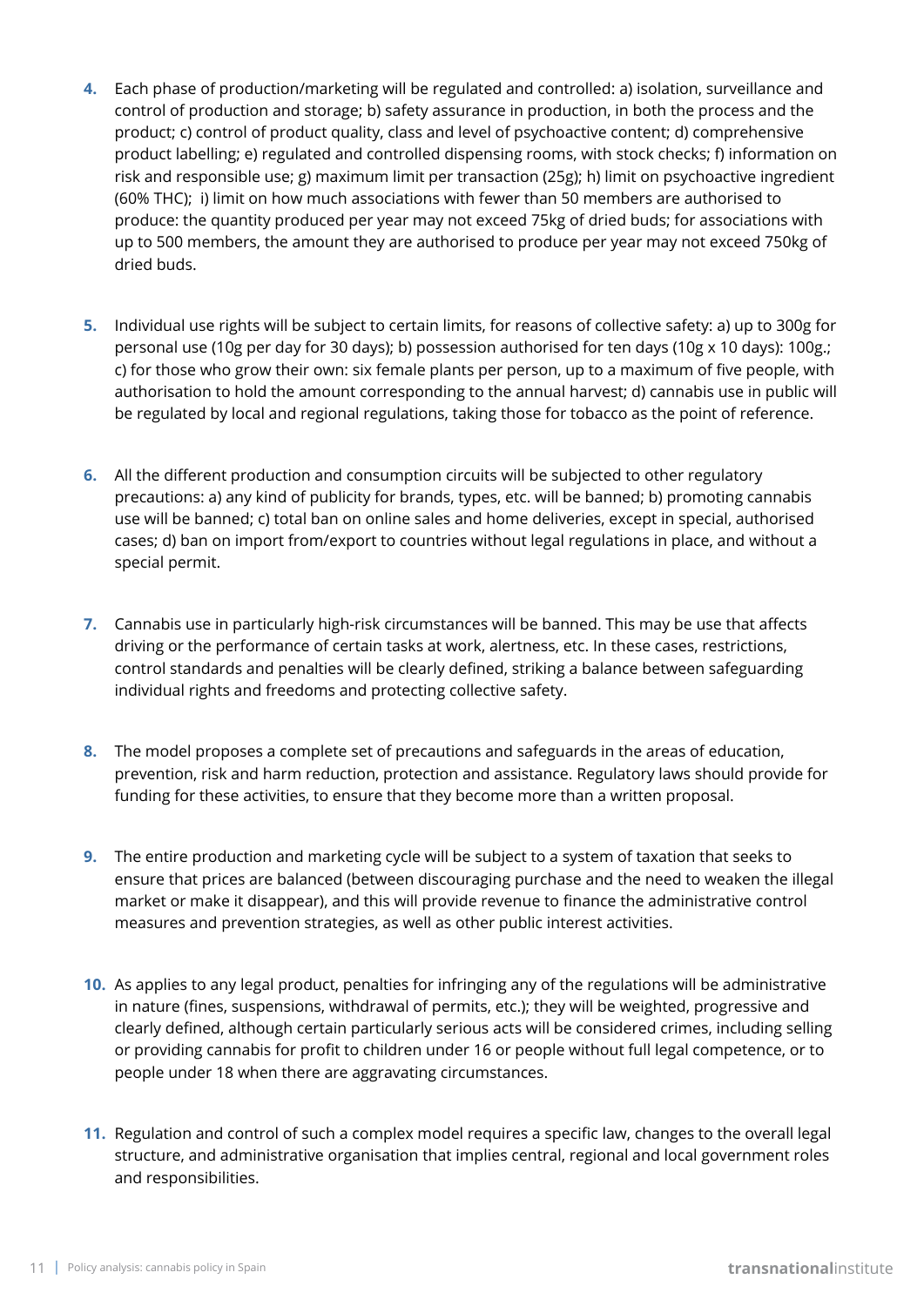4. Each phase of production/marketing will be regulated and controlled: a) isolation, surveillance and control of production and storage; b) safety assurance in production, in both the process and the product; c) control of product quality, class and level of psychoactive content; d) comprehensive product labelling; e) regulated and controlled dispensing rooms, with stock checks; f) information on risk and responsible use; g) maximum limit per transaction (25g); h) limit on psychoactive ingredient (60% THC); i) limit on how much associations with fewer than 50 members are authorised to produce: the quantity produced per year may not exceed 75kg of dried buds; for associations with up to 500 members, the amount they are authorised to produce per year may not exceed 750kg of dried buds.

5. Individual use rights will be subject to certain limits, for reasons of collective safety: a) up to 300g for personal use (10g per day for 30 days); b) possession authorised for ten days (10g x 10 days): 100g.; c) for those who grow their own: six female plants per person, up to a maximum of five people, with authorisation to hold the amount corresponding to the annual harvest; d) cannabis use in public will be regulated by local and regional regulations, taking those for tobacco as the point of reference.

6. All the different production and consumption circuits will be subjected to other regulatory precautions: a) any kind of publicity for brands, types, etc. will be banned; b) promoting cannabis use will be banned; c) total ban on online sales and home deliveries, except in special, authorised cases; d) ban on import from/export to countries without legal regulations in place, and without a special permit.

7. Cannabis use in particularly high-risk circumstances will be banned. This may be use that affects driving or the performance of certain tasks at work, alertness, etc. In these cases, restrictions, control standards and penalties will be clearly defined, striking a balance between safeguarding individual rights and freedoms and protecting collective safety.

8. The model proposes a complete set of precautions and safeguards in the areas of education, prevention, risk and harm reduction, protection and assistance. Regulatory laws should provide for funding for these activities, to ensure that they become more than a written proposal.

9. The entire production and marketing cycle will be subject to a system of taxation that seeks to ensure that prices are balanced (between discouraging purchase and the need to weaken the illegal market or make it disappear), and this will provide revenue to finance the administrative control measures and prevention strategies, as well as other public interest activities.

10. As applies to any legal product, penalties for infringing any of the regulations will be administrative in nature (fines, suspensions, withdrawal of permits, etc.); they will be weighted, progressive and clearly defined, although certain particularly serious acts will be considered crimes, including selling or providing cannabis for profit to children under 16 or people without full legal competence, or to people under 18 when there are aggravating circumstances.

11. Regulation and control of such a complex model requires a specific law, changes to the overall legal structure, and administrative organisation that implies central, regional and local government roles and responsibilities.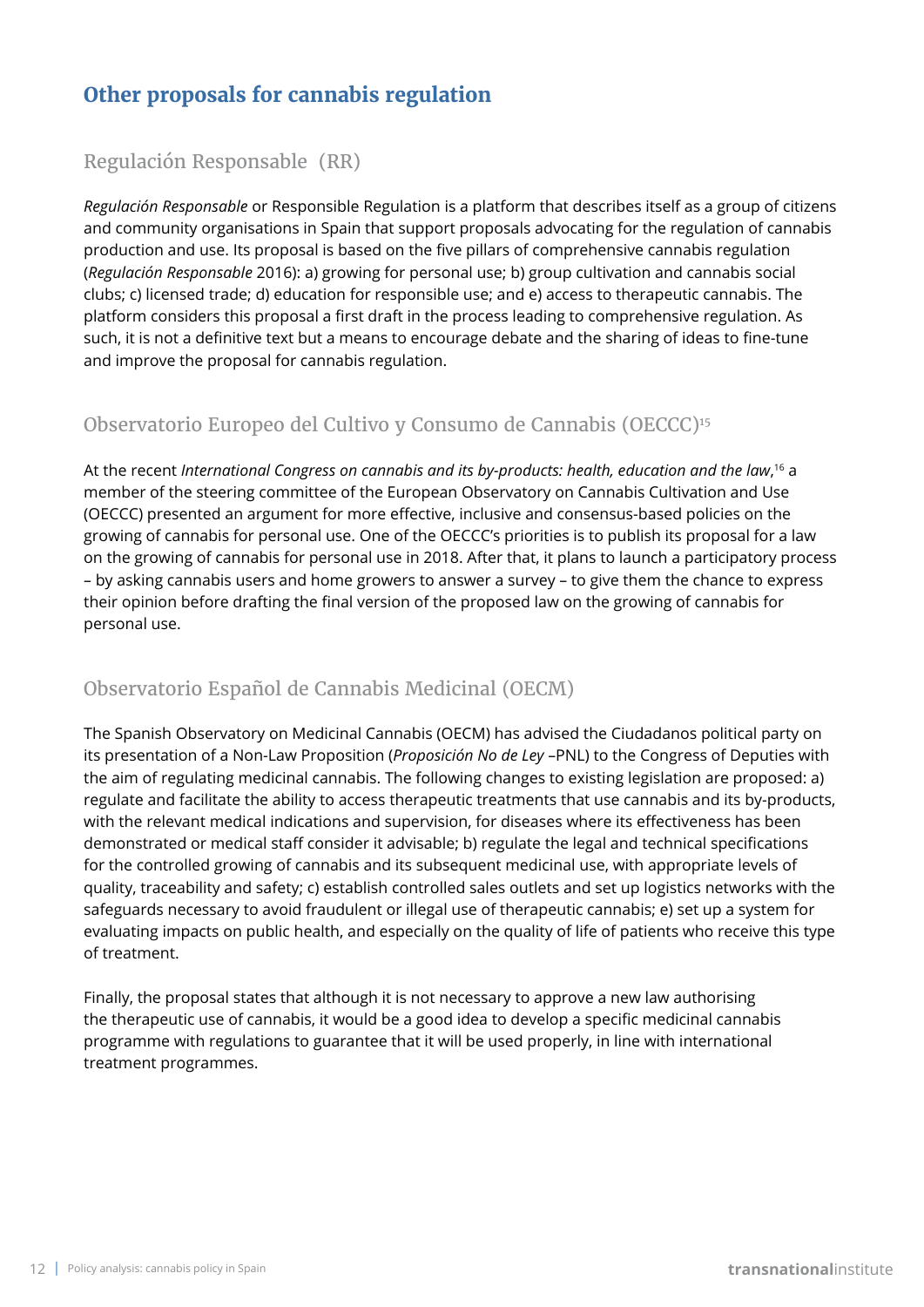## Other proposals for cannabis regulation

### Regulación Responsable (RR)

*Regulación Responsable* or Responsible Regulation is a platform that describes itself as a group of citizens and community organisations in Spain that support proposals advocating for the regulation of cannabis production and use. Its proposal is based on the five pillars of comprehensive cannabis regulation (*Regulación Responsable* 2016): a) growing for personal use; b) group cultivation and cannabis social clubs; c) licensed trade; d) education for responsible use; and e) access to therapeutic cannabis. The platform considers this proposal a first draft in the process leading to comprehensive regulation. As such, it is not a definitive text but a means to encourage debate and the sharing of ideas to fine-tune and improve the proposal for cannabis regulation.

### Observatorio Europeo del Cultivo y Consumo de Cannabis (OECCC)[15]

At the recent *International Congress on cannabis and its by-products: health, education and the law*,[16] a member of the steering committee of the European Observatory on Cannabis Cultivation and Use (OECCC) presented an argument for more effective, inclusive and consensus-based policies on the growing of cannabis for personal use. One of the OECCC's priorities is to publish its proposal for a law on the growing of cannabis for personal use in 2018. After that, it plans to launch a participatory process – by asking cannabis users and home growers to answer a survey – to give them the chance to express their opinion before drafting the final version of the proposed law on the growing of cannabis for personal use.

### Observatorio Español de Cannabis Medicinal (OECM)

The Spanish Observatory on Medicinal Cannabis (OECM) has advised the Ciudadanos political party on its presentation of a Non-Law Proposition (*Proposición No de Ley* –PNL) to the Congress of Deputies with the aim of regulating medicinal cannabis. The following changes to existing legislation are proposed: a) regulate and facilitate the ability to access therapeutic treatments that use cannabis and its by-products, with the relevant medical indications and supervision, for diseases where its effectiveness has been demonstrated or medical staff consider it advisable; b) regulate the legal and technical specifications for the controlled growing of cannabis and its subsequent medicinal use, with appropriate levels of quality, traceability and safety; c) establish controlled sales outlets and set up logistics networks with the safeguards necessary to avoid fraudulent or illegal use of therapeutic cannabis; e) set up a system for evaluating impacts on public health, and especially on the quality of life of patients who receive this type of treatment.

Finally, the proposal states that although it is not necessary to approve a new law authorising the therapeutic use of cannabis, it would be a good idea to develop a specific medicinal cannabis programme with regulations to guarantee that it will be used properly, in line with international treatment programmes.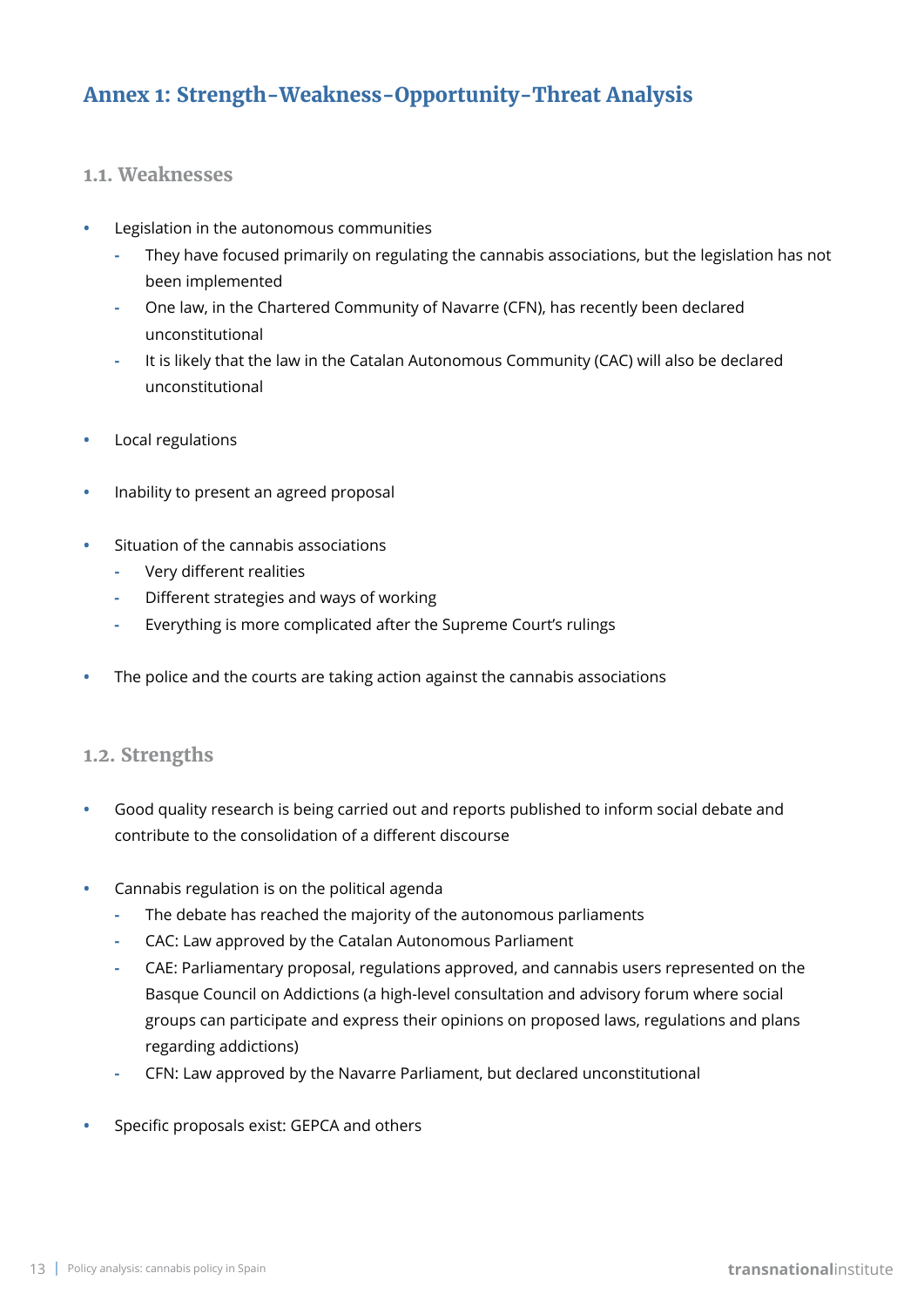## Annex 1: Strength-Weakness-Opportunity-Threat Analysis

### 1.1. Weaknesses

- Legislation in the autonomous communities
  - They have focused primarily on regulating the cannabis associations, but the legislation has not been implemented
  - One law, in the Chartered Community of Navarre (CFN), has recently been declared unconstitutional
  - It is likely that the law in the Catalan Autonomous Community (CAC) will also be declared unconstitutional

- Local regulations

- Inability to present an agreed proposal

- Situation of the cannabis associations
  - Very different realities
  - Different strategies and ways of working
  - Everything is more complicated after the Supreme Court's rulings

- The police and the courts are taking action against the cannabis associations

### 1.2. Strengths

- Good quality research is being carried out and reports published to inform social debate and contribute to the consolidation of a different discourse

- Cannabis regulation is on the political agenda
  - The debate has reached the majority of the autonomous parliaments
  - CAC: Law approved by the Catalan Autonomous Parliament
  - CAE: Parliamentary proposal, regulations approved, and cannabis users represented on the Basque Council on Addictions (a high-level consultation and advisory forum where social groups can participate and express their opinions on proposed laws, regulations and plans regarding addictions)
  - CFN: Law approved by the Navarre Parliament, but declared unconstitutional

- Specific proposals exist: GEPCA and others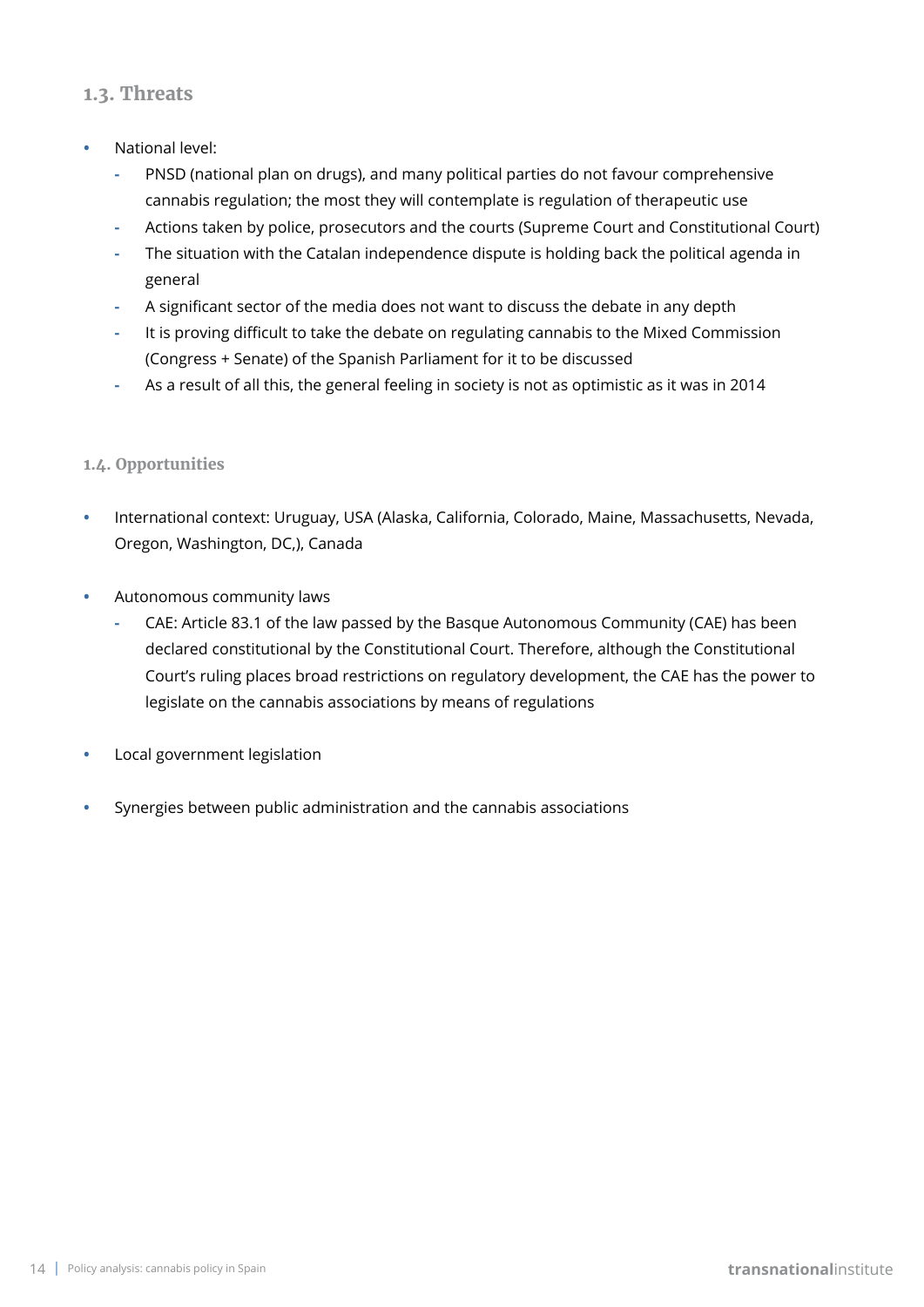### 1.3. Threats

- National level:
  - PNSD (national plan on drugs), and many political parties do not favour comprehensive cannabis regulation; the most they will contemplate is regulation of therapeutic use
  - Actions taken by police, prosecutors and the courts (Supreme Court and Constitutional Court)
  - The situation with the Catalan independence dispute is holding back the political agenda in general
  - A significant sector of the media does not want to discuss the debate in any depth
  - It is proving difficult to take the debate on regulating cannabis to the Mixed Commission (Congress + Senate) of the Spanish Parliament for it to be discussed
  - As a result of all this, the general feeling in society is not as optimistic as it was in 2014

#### 1.4. Opportunities

- International context: Uruguay, USA (Alaska, California, Colorado, Maine, Massachusetts, Nevada, Oregon, Washington, DC,), Canada

- Autonomous community laws
  - CAE: Article 83.1 of the law passed by the Basque Autonomous Community (CAE) has been declared constitutional by the Constitutional Court. Therefore, although the Constitutional Court's ruling places broad restrictions on regulatory development, the CAE has the power to legislate on the cannabis associations by means of regulations

- Local government legislation

- Synergies between public administration and the cannabis associations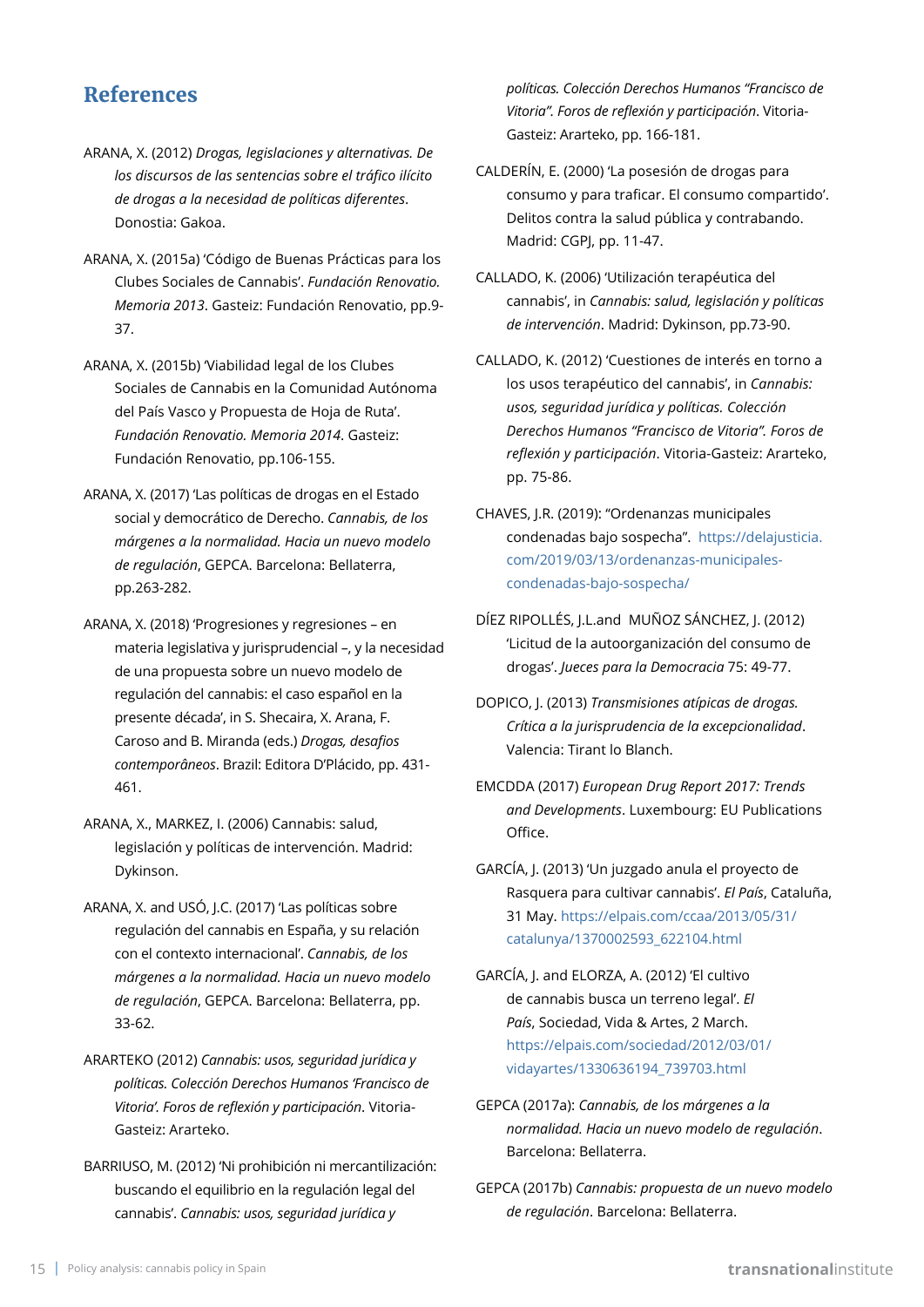## References

ARANA, X. (2012) *Drogas, legislaciones y alternativas. De los discursos de las sentencias sobre el tráfico ilícito de drogas a la necesidad de políticas diferentes*. Donostia: Gakoa.

ARANA, X. (2015a) 'Código de Buenas Prácticas para los Clubes Sociales de Cannabis'. *Fundación Renovatio. Memoria 2013*. Gasteiz: Fundación Renovatio, pp.9-37.

ARANA, X. (2015b) 'Viabilidad legal de los Clubes Sociales de Cannabis en la Comunidad Autónoma del País Vasco y Propuesta de Hoja de Ruta'. *Fundación Renovatio. Memoria 2014*. Gasteiz: Fundación Renovatio, pp.106-155.

ARANA, X. (2017) 'Las políticas de drogas en el Estado social y democrático de Derecho. *Cannabis, de los márgenes a la normalidad. Hacia un nuevo modelo de regulación*, GEPCA. Barcelona: Bellaterra, pp.263-282.

ARANA, X. (2018) 'Progresiones y regresiones – en materia legislativa y jurisprudencial –, y la necesidad de una propuesta sobre un nuevo modelo de regulación del cannabis: el caso español en la presente década', in S. Shecaira, X. Arana, F. Caroso and B. Miranda (eds.) *Drogas, desafios contemporâneos*. Brazil: Editora D'Plácido, pp. 431-461.

ARANA, X., MARKEZ, I. (2006) Cannabis: salud, legislación y políticas de intervención. Madrid: Dykinson.

ARANA, X. and USÓ, J.C. (2017) 'Las políticas sobre regulación del cannabis en España, y su relación con el contexto internacional'. *Cannabis, de los márgenes a la normalidad. Hacia un nuevo modelo de regulación*, GEPCA. Barcelona: Bellaterra, pp. 33-62.

ARARTEKO (2012) *Cannabis: usos, seguridad jurídica y políticas. Colección Derechos Humanos 'Francisco de Vitoria'. Foros de reflexión y participación*. Vitoria-Gasteiz: Ararteko.

BARRIUSO, M. (2012) 'Ni prohibición ni mercantilización: buscando el equilibrio en la regulación legal del cannabis'. *Cannabis: usos, seguridad jurídica y políticas. Colección Derechos Humanos "Francisco de Vitoria". Foros de reflexión y participación*. Vitoria-Gasteiz: Ararteko, pp. 166-181.

CALDERÍN, E. (2000) 'La posesión de drogas para consumo y para traficar. El consumo compartido'. Delitos contra la salud pública y contrabando. Madrid: CGPJ, pp. 11-47.

CALLADO, K. (2006) 'Utilización terapéutica del cannabis', in *Cannabis: salud, legislación y políticas de intervención*. Madrid: Dykinson, pp.73-90.

CALLADO, K. (2012) 'Cuestiones de interés en torno a los usos terapéutico del cannabis', in *Cannabis: usos, seguridad jurídica y políticas. Colección Derechos Humanos "Francisco de Vitoria". Foros de reflexión y participación*. Vitoria-Gasteiz: Ararteko, pp. 75-86.

CHAVES, J.R. (2019): "Ordenanzas municipales condenadas bajo sospecha". https://delajusticia.com/2019/03/13/ordenanzas-municipales-condenadas-bajo-sospecha/

DÍEZ RIPOLLÉS, J.L.and MUÑOZ SÁNCHEZ, J. (2012) 'Licitud de la autoorganización del consumo de drogas'. *Jueces para la Democracia* 75: 49-77.

DOPICO, J. (2013) *Transmisiones atípicas de drogas. Crítica a la jurisprudencia de la excepcionalidad*. Valencia: Tirant lo Blanch.

EMCDDA (2017) *European Drug Report 2017: Trends and Developments*. Luxembourg: EU Publications Office.

GARCÍA, J. (2013) 'Un juzgado anula el proyecto de Rasquera para cultivar cannabis'. *El País*, Cataluña, 31 May. https://elpais.com/ccaa/2013/05/31/catalunya/1370002593_622104.html

GARCÍA, J. and ELORZA, A. (2012) 'El cultivo de cannabis busca un terreno legal'. *El País*, Sociedad, Vida & Artes, 2 March. https://elpais.com/sociedad/2012/03/01/vidayartes/1330636194_739703.html

GEPCA (2017a): *Cannabis, de los márgenes a la normalidad. Hacia un nuevo modelo de regulación*. Barcelona: Bellaterra.

GEPCA (2017b) *Cannabis: propuesta de un nuevo modelo de regulación*. Barcelona: Bellaterra.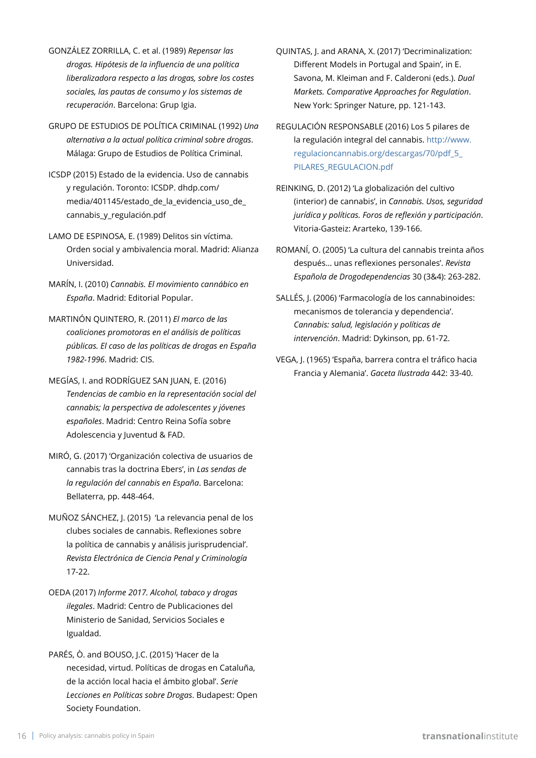GONZÁLEZ ZORRILLA, C. et al. (1989) *Repensar las drogas. Hipótesis de la influencia de una política liberalizadora respecto a las drogas, sobre los costes sociales, las pautas de consumo y los sistemas de recuperación*. Barcelona: Grup Igia.

GRUPO DE ESTUDIOS DE POLÍTICA CRIMINAL (1992) *Una alternativa a la actual política criminal sobre drogas*. Málaga: Grupo de Estudios de Política Criminal.

ICSDP (2015) Estado de la evidencia. Uso de cannabis y regulación. Toronto: ICSDP. dhdp.com/media/401145/estado_de_la_evidencia_uso_de_cannabis_y_regulación.pdf

LAMO DE ESPINOSA, E. (1989) Delitos sin víctima. Orden social y ambivalencia moral. Madrid: Alianza Universidad.

MARÍN, I. (2010) *Cannabis. El movimiento cannábico en España*. Madrid: Editorial Popular.

MARTINÓN QUINTERO, R. (2011) *El marco de las coaliciones promotoras en el análisis de políticas públicas. El caso de las políticas de drogas en España 1982-1996*. Madrid: CIS.

MEGÍAS, I. and RODRÍGUEZ SAN JUAN, E. (2016) *Tendencias de cambio en la representación social del cannabis; la perspectiva de adolescentes y jóvenes españoles*. Madrid: Centro Reina Sofía sobre Adolescencia y Juventud & FAD.

MIRÓ, G. (2017) 'Organización colectiva de usuarios de cannabis tras la doctrina Ebers', in *Las sendas de la regulación del cannabis en España*. Barcelona: Bellaterra, pp. 448-464.

MUÑOZ SÁNCHEZ, J. (2015) 'La relevancia penal de los clubes sociales de cannabis. Reflexiones sobre la política de cannabis y análisis jurisprudencial'. *Revista Electrónica de Ciencia Penal y Criminología* 17-22.

OEDA (2017) *Informe 2017. Alcohol, tabaco y drogas ilegales*. Madrid: Centro de Publicaciones del Ministerio de Sanidad, Servicios Sociales e Igualdad.

PARÉS, Ò. and BOUSO, J.C. (2015) 'Hacer de la necesidad, virtud. Políticas de drogas en Cataluña, de la acción local hacia el ámbito global'. *Serie Lecciones en Políticas sobre Drogas*. Budapest: Open Society Foundation.

QUINTAS, J. and ARANA, X. (2017) 'Decriminalization: Different Models in Portugal and Spain', in E. Savona, M. Kleiman and F. Calderoni (eds.). *Dual Markets. Comparative Approaches for Regulation*. New York: Springer Nature, pp. 121-143.

REGULACIÓN RESPONSABLE (2016) Los 5 pilares de la regulación integral del cannabis. http://www.regulacioncannabis.org/descargas/70/pdf_5_PILARES_REGULACION.pdf

REINKING, D. (2012) 'La globalización del cultivo (interior) de cannabis', in *Cannabis. Usos, seguridad jurídica y políticas. Foros de reflexión y participación*. Vitoria-Gasteiz: Ararteko, 139-166.

ROMANÍ, O. (2005) 'La cultura del cannabis treinta años después… unas reflexiones personales'. *Revista Española de Drogodependencias* 30 (3&4): 263-282.

SALLÉS, J. (2006) 'Farmacología de los cannabinoides: mecanismos de tolerancia y dependencia'. *Cannabis: salud, legislación y políticas de intervención*. Madrid: Dykinson, pp. 61-72.

VEGA, J. (1965) 'España, barrera contra el tráfico hacia Francia y Alemania'. *Gaceta Ilustrada* 442: 33-40.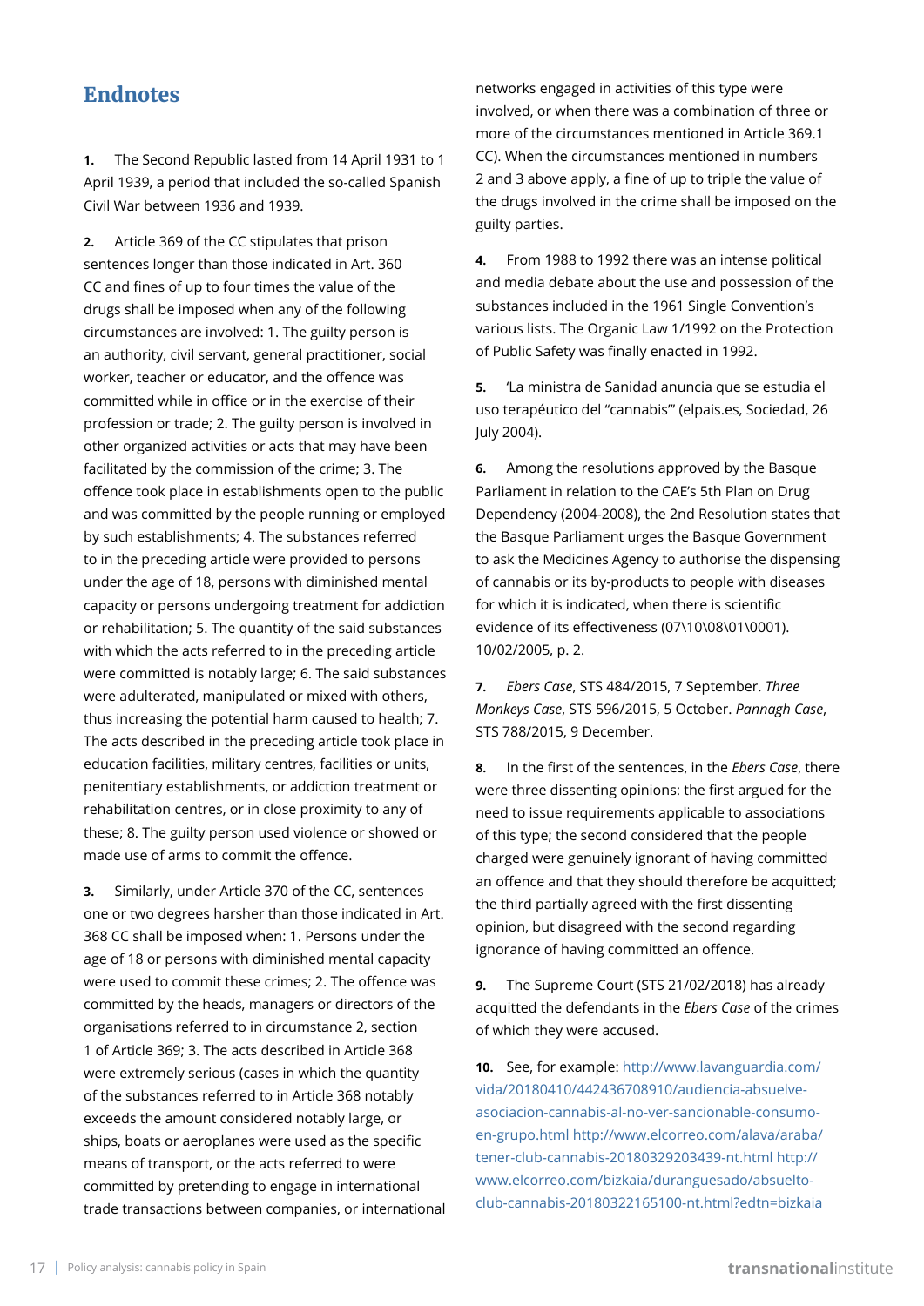## Endnotes

**1.** The Second Republic lasted from 14 April 1931 to 1 April 1939, a period that included the so-called Spanish Civil War between 1936 and 1939.

**2.** Article 369 of the CC stipulates that prison sentences longer than those indicated in Art. 360 CC and fines of up to four times the value of the drugs shall be imposed when any of the following circumstances are involved: 1. The guilty person is an authority, civil servant, general practitioner, social worker, teacher or educator, and the offence was committed while in office or in the exercise of their profession or trade; 2. The guilty person is involved in other organized activities or acts that may have been facilitated by the commission of the crime; 3. The offence took place in establishments open to the public and was committed by the people running or employed by such establishments; 4. The substances referred to in the preceding article were provided to persons under the age of 18, persons with diminished mental capacity or persons undergoing treatment for addiction or rehabilitation; 5. The quantity of the said substances with which the acts referred to in the preceding article were committed is notably large; 6. The said substances were adulterated, manipulated or mixed with others, thus increasing the potential harm caused to health; 7. The acts described in the preceding article took place in education facilities, military centres, facilities or units, penitentiary establishments, or addiction treatment or rehabilitation centres, or in close proximity to any of these; 8. The guilty person used violence or showed or made use of arms to commit the offence.

**3.** Similarly, under Article 370 of the CC, sentences one or two degrees harsher than those indicated in Art. 368 CC shall be imposed when: 1. Persons under the age of 18 or persons with diminished mental capacity were used to commit these crimes; 2. The offence was committed by the heads, managers or directors of the organisations referred to in circumstance 2, section 1 of Article 369; 3. The acts described in Article 368 were extremely serious (cases in which the quantity of the substances referred to in Article 368 notably exceeds the amount considered notably large, or ships, boats or aeroplanes were used as the specific means of transport, or the acts referred to were committed by pretending to engage in international trade transactions between companies, or international networks engaged in activities of this type were involved, or when there was a combination of three or more of the circumstances mentioned in Article 369.1 CC). When the circumstances mentioned in numbers 2 and 3 above apply, a fine of up to triple the value of the drugs involved in the crime shall be imposed on the guilty parties.

**4.** From 1988 to 1992 there was an intense political and media debate about the use and possession of the substances included in the 1961 Single Convention's various lists. The Organic Law 1/1992 on the Protection of Public Safety was finally enacted in 1992.

**5.** 'La ministra de Sanidad anuncia que se estudia el uso terapéutico del "cannabis"' (elpais.es, Sociedad, 26 July 2004).

**6.** Among the resolutions approved by the Basque Parliament in relation to the CAE's 5th Plan on Drug Dependency (2004-2008), the 2nd Resolution states that the Basque Parliament urges the Basque Government to ask the Medicines Agency to authorise the dispensing of cannabis or its by-products to people with diseases for which it is indicated, when there is scientific evidence of its effectiveness (07\10\08\01\0001). 10/02/2005, p. 2.

**7.** *Ebers Case*, STS 484/2015, 7 September. *Three Monkeys Case*, STS 596/2015, 5 October. *Pannagh Case*, STS 788/2015, 9 December.

**8.** In the first of the sentences, in the *Ebers Case*, there were three dissenting opinions: the first argued for the need to issue requirements applicable to associations of this type; the second considered that the people charged were genuinely ignorant of having committed an offence and that they should therefore be acquitted; the third partially agreed with the first dissenting opinion, but disagreed with the second regarding ignorance of having committed an offence.

**9.** The Supreme Court (STS 21/02/2018) has already acquitted the defendants in the *Ebers Case* of the crimes of which they were accused.

**10.** See, for example: http://www.lavanguardia.com/vida/20180410/442436708910/audiencia-absuelve-asociacion-cannabis-al-no-ver-sancionable-consumo-en-grupo.html http://www.elcorreo.com/alava/araba/tener-club-cannabis-20180329203439-nt.html http://www.elcorreo.com/bizkaia/duranguesado/absuelto-club-cannabis-20180322165100-nt.html?edtn=bizkaia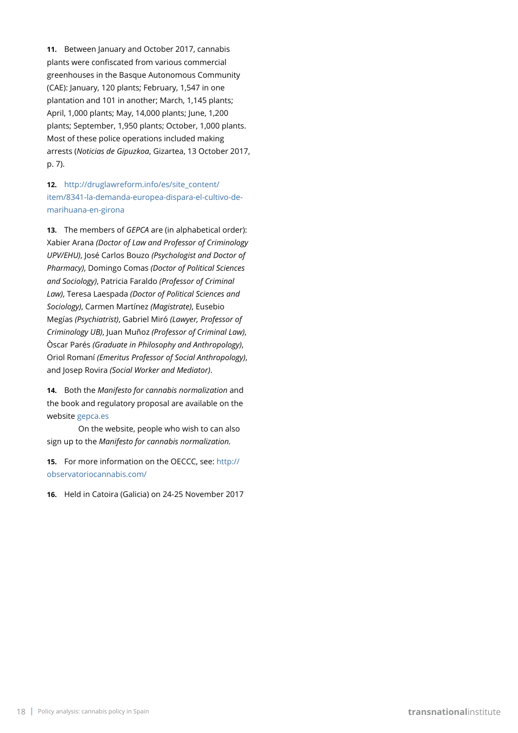**11.** Between January and October 2017, cannabis plants were confiscated from various commercial greenhouses in the Basque Autonomous Community (CAE): January, 120 plants; February, 1,547 in one plantation and 101 in another; March, 1,145 plants; April, 1,000 plants; May, 14,000 plants; June, 1,200 plants; September, 1,950 plants; October, 1,000 plants. Most of these police operations included making arrests (*Noticias de Gipuzkoa*, Gizartea, 13 October 2017, p. 7).

**12.** http://druglawreform.info/es/site_content/item/8341-la-demanda-europea-dispara-el-cultivo-de-marihuana-en-girona

**13.** The members of *GEPCA* are (in alphabetical order): Xabier Arana *(Doctor of Law and Professor of Criminology UPV/EHU)*, José Carlos Bouzo *(Psychologist and Doctor of Pharmacy)*, Domingo Comas *(Doctor of Political Sciences and Sociology)*, Patricia Faraldo *(Professor of Criminal Law)*, Teresa Laespada *(Doctor of Political Sciences and Sociology)*, Carmen Martínez *(Magistrate)*, Eusebio Megías *(Psychiatrist)*, Gabriel Miró *(Lawyer, Professor of Criminology UB)*, Juan Muñoz *(Professor of Criminal Law)*, Òscar Parés *(Graduate in Philosophy and Anthropology)*, Oriol Romaní *(Emeritus Professor of Social Anthropology)*, and Josep Rovira *(Social Worker and Mediator)*.

**14.** Both the *Manifesto for cannabis normalization* and the book and regulatory proposal are available on the website gepca.es

On the website, people who wish to can also sign up to the *Manifesto for cannabis normalization.*

**15.** For more information on the OECCC, see: http://observatoriocannabis.com/

**16.** Held in Catoira (Galicia) on 24-25 November 2017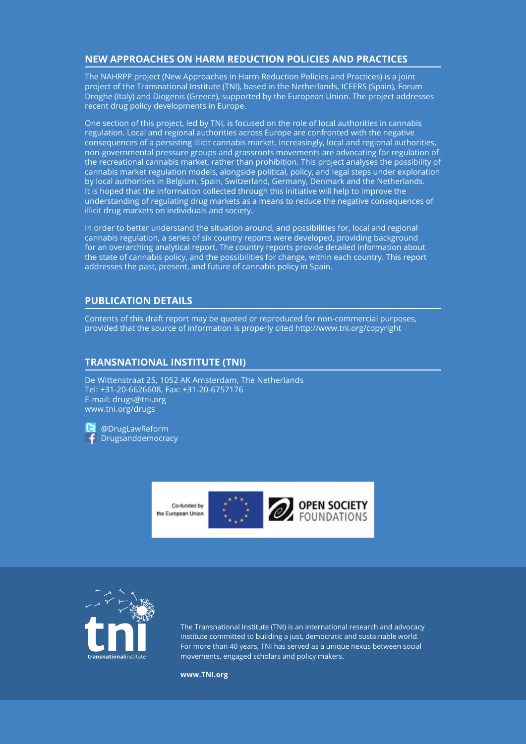## NEW APPROACHES ON HARM REDUCTION POLICIES AND PRACTICES

The NAHRPP project (New Approaches in Harm Reduction Policies and Practices) is a joint project of the Transnational Institute (TNI), based in the Netherlands, ICEERS (Spain), Forum Droghe (Italy) and Diogenis (Greece), supported by the European Union. The project addresses recent drug policy developments in Europe.

One section of this project, led by TNI, is focused on the role of local authorities in cannabis regulation. Local and regional authorities across Europe are confronted with the negative consequences of a persisting illicit cannabis market. Increasingly, local and regional authorities, non-governmental pressure groups and grassroots movements are advocating for regulation of the recreational cannabis market, rather than prohibition. This project analyses the possibility of cannabis market regulation models, alongside political, policy, and legal steps under exploration by local authorities in Belgium, Spain, Switzerland, Germany, Denmark and the Netherlands. It is hoped that the information collected through this initiative will help to improve the understanding of regulating drug markets as a means to reduce the negative consequences of illicit drug markets on individuals and society.

In order to better understand the situation around, and possibilities for, local and regional cannabis regulation, a series of six country reports were developed, providing background for an overarching analytical report. The country reports provide detailed information about the state of cannabis policy, and the possibilities for change, within each country. This report addresses the past, present, and future of cannabis policy in Spain.

## PUBLICATION DETAILS

Contents of this draft report may be quoted or reproduced for non-commercial purposes, provided that the source of information is properly cited http://www.tni.org/copyright

## TRANSNATIONAL INSTITUTE (TNI)

De Wittenstraat 25, 1052 AK Amsterdam, The Netherlands
Tel: +31-20-6626608, Fax: +31-20-6757176
E-mail: drugs@tni.org
www.tni.org/drugs

@DrugLawReform
Drugsanddemocracy

Co-funded by the European Union

OPEN SOCIETY FOUNDATIONS

tni transnationalinstitute

The Transnational Institute (TNI) is an international research and advocacy institute committed to building a just, democratic and sustainable world. For more than 40 years, TNI has served as a unique nexus between social movements, engaged scholars and policy makers.

**www.TNI.org**